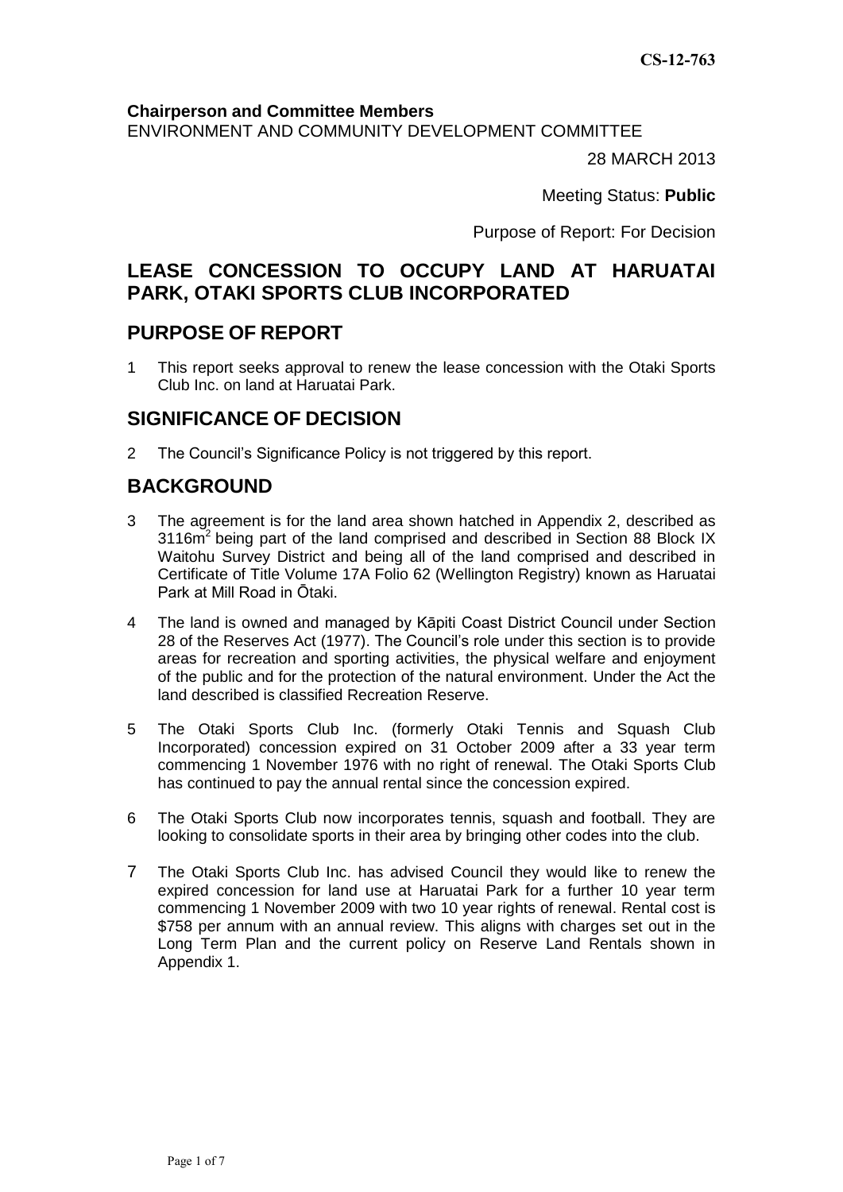CS-12-763

**Chairperson and Committee Members**
ENVIRONMENT AND COMMUNITY DEVELOPMENT COMMITTEE

28 MARCH 2013

Meeting Status: **Public**

Purpose of Report: For Decision

# LEASE CONCESSION TO OCCUPY LAND AT HARUATAI PARK, OTAKI SPORTS CLUB INCORPORATED

## PURPOSE OF REPORT

1 This report seeks approval to renew the lease concession with the Otaki Sports Club Inc. on land at Haruatai Park.

## SIGNIFICANCE OF DECISION

2 The Council's Significance Policy is not triggered by this report.

## BACKGROUND

3 The agreement is for the land area shown hatched in Appendix 2, described as $3116m^2$ being part of the land comprised and described in Section 88 Block IX Waitohu Survey District and being all of the land comprised and described in Certificate of Title Volume 17A Folio 62 (Wellington Registry) known as Haruatai Park at Mill Road in Ōtaki.

4 The land is owned and managed by Kāpiti Coast District Council under Section 28 of the Reserves Act (1977). The Council's role under this section is to provide areas for recreation and sporting activities, the physical welfare and enjoyment of the public and for the protection of the natural environment. Under the Act the land described is classified Recreation Reserve.

5 The Otaki Sports Club Inc. (formerly Otaki Tennis and Squash Club Incorporated) concession expired on 31 October 2009 after a 33 year term commencing 1 November 1976 with no right of renewal. The Otaki Sports Club has continued to pay the annual rental since the concession expired.

6 The Otaki Sports Club now incorporates tennis, squash and football. They are looking to consolidate sports in their area by bringing other codes into the club.

7 The Otaki Sports Club Inc. has advised Council they would like to renew the expired concession for land use at Haruatai Park for a further 10 year term commencing 1 November 2009 with two 10 year rights of renewal. Rental cost is \$758 per annum with an annual review. This aligns with charges set out in the Long Term Plan and the current policy on Reserve Land Rentals shown in Appendix 1.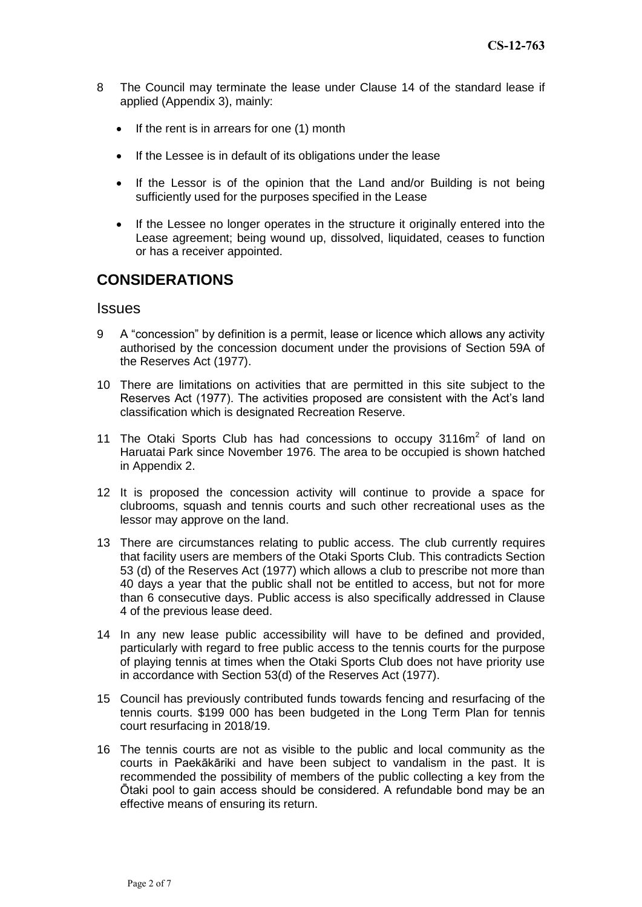8 The Council may terminate the lease under Clause 14 of the standard lease if applied (Appendix 3), mainly:

- If the rent is in arrears for one (1) month
- If the Lessee is in default of its obligations under the lease
- If the Lessor is of the opinion that the Land and/or Building is not being sufficiently used for the purposes specified in the Lease
- If the Lessee no longer operates in the structure it originally entered into the Lease agreement; being wound up, dissolved, liquidated, ceases to function or has a receiver appointed.

## CONSIDERATIONS

### Issues

9 A "concession" by definition is a permit, lease or licence which allows any activity authorised by the concession document under the provisions of Section 59A of the Reserves Act (1977).

10 There are limitations on activities that are permitted in this site subject to the Reserves Act (1977). The activities proposed are consistent with the Act's land classification which is designated Recreation Reserve.

11 The Otaki Sports Club has had concessions to occupy 3116m$^2$ of land on Haruatai Park since November 1976. The area to be occupied is shown hatched in Appendix 2.

12 It is proposed the concession activity will continue to provide a space for clubrooms, squash and tennis courts and such other recreational uses as the lessor may approve on the land.

13 There are circumstances relating to public access. The club currently requires that facility users are members of the Otaki Sports Club. This contradicts Section 53 (d) of the Reserves Act (1977) which allows a club to prescribe not more than 40 days a year that the public shall not be entitled to access, but not for more than 6 consecutive days. Public access is also specifically addressed in Clause 4 of the previous lease deed.

14 In any new lease public accessibility will have to be defined and provided, particularly with regard to free public access to the tennis courts for the purpose of playing tennis at times when the Otaki Sports Club does not have priority use in accordance with Section 53(d) of the Reserves Act (1977).

15 Council has previously contributed funds towards fencing and resurfacing of the tennis courts. \$199 000 has been budgeted in the Long Term Plan for tennis court resurfacing in 2018/19.

16 The tennis courts are not as visible to the public and local community as the courts in Paekākāriki and have been subject to vandalism in the past. It is recommended the possibility of members of the public collecting a key from the Ōtaki pool to gain access should be considered. A refundable bond may be an effective means of ensuring its return.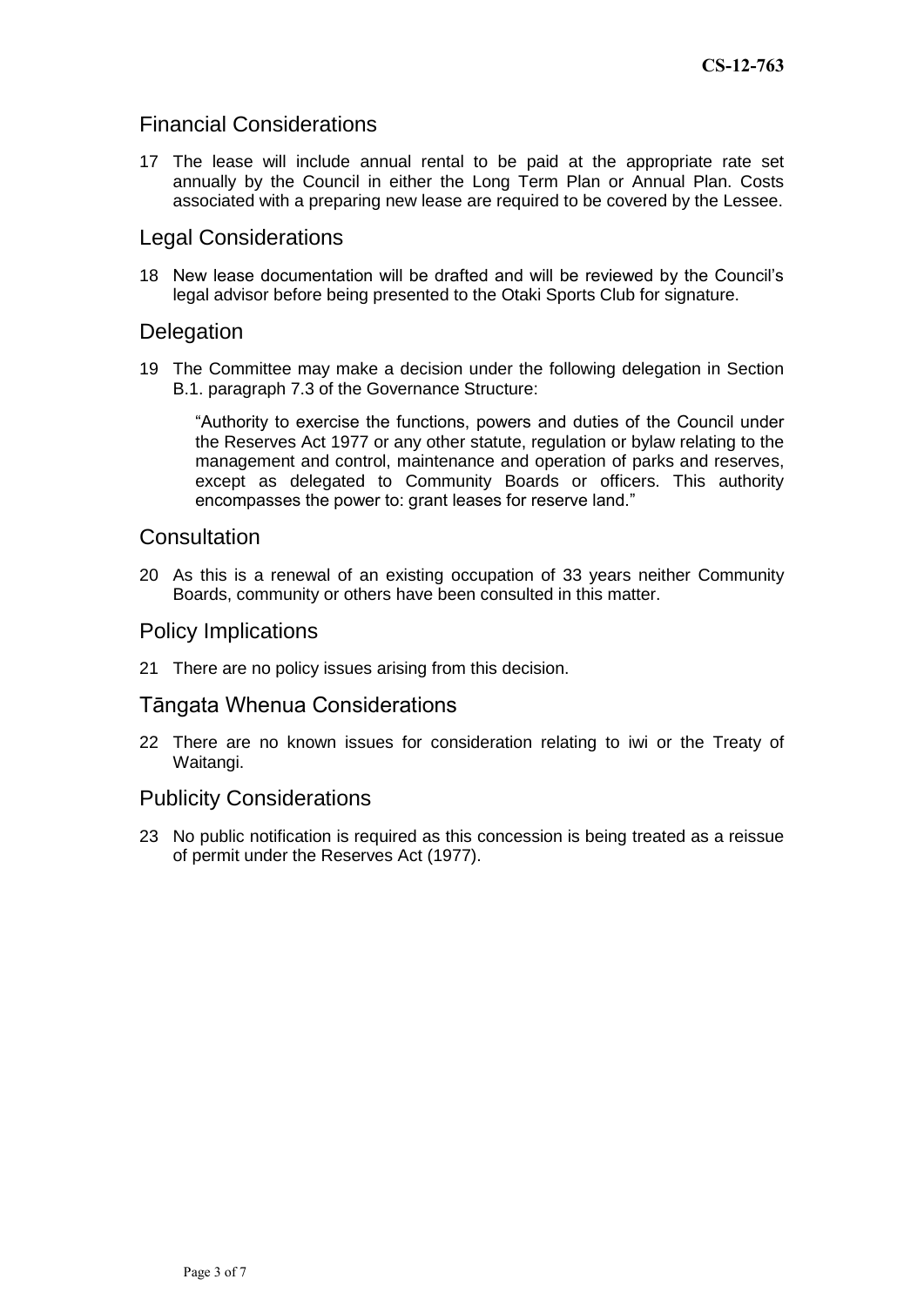## Financial Considerations

17 The lease will include annual rental to be paid at the appropriate rate set annually by the Council in either the Long Term Plan or Annual Plan. Costs associated with a preparing new lease are required to be covered by the Lessee.

## Legal Considerations

18 New lease documentation will be drafted and will be reviewed by the Council's legal advisor before being presented to the Otaki Sports Club for signature.

## Delegation

19 The Committee may make a decision under the following delegation in Section B.1. paragraph 7.3 of the Governance Structure:

> "Authority to exercise the functions, powers and duties of the Council under the Reserves Act 1977 or any other statute, regulation or bylaw relating to the management and control, maintenance and operation of parks and reserves, except as delegated to Community Boards or officers. This authority encompasses the power to: grant leases for reserve land."

## Consultation

20 As this is a renewal of an existing occupation of 33 years neither Community Boards, community or others have been consulted in this matter.

## Policy Implications

21 There are no policy issues arising from this decision.

## Tāngata Whenua Considerations

22 There are no known issues for consideration relating to iwi or the Treaty of Waitangi.

## Publicity Considerations

23 No public notification is required as this concession is being treated as a reissue of permit under the Reserves Act (1977).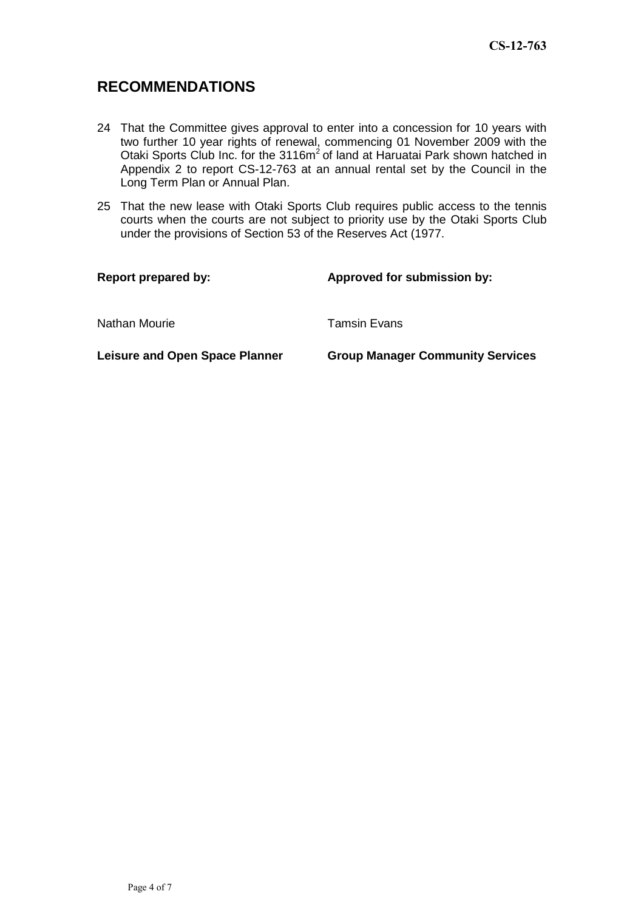## RECOMMENDATIONS

24 That the Committee gives approval to enter into a concession for 10 years with two further 10 year rights of renewal, commencing 01 November 2009 with the Otaki Sports Club Inc. for the 3116m$^2$ of land at Haruatai Park shown hatched in Appendix 2 to report CS-12-763 at an annual rental set by the Council in the Long Term Plan or Annual Plan.

25 That the new lease with Otaki Sports Club requires public access to the tennis courts when the courts are not subject to priority use by the Otaki Sports Club under the provisions of Section 53 of the Reserves Act (1977.

| **Report prepared by:** | **Approved for submission by:** |
|---|---|
| Nathan Mourie | Tamsin Evans |
| **Leisure and Open Space Planner** | **Group Manager Community Services** |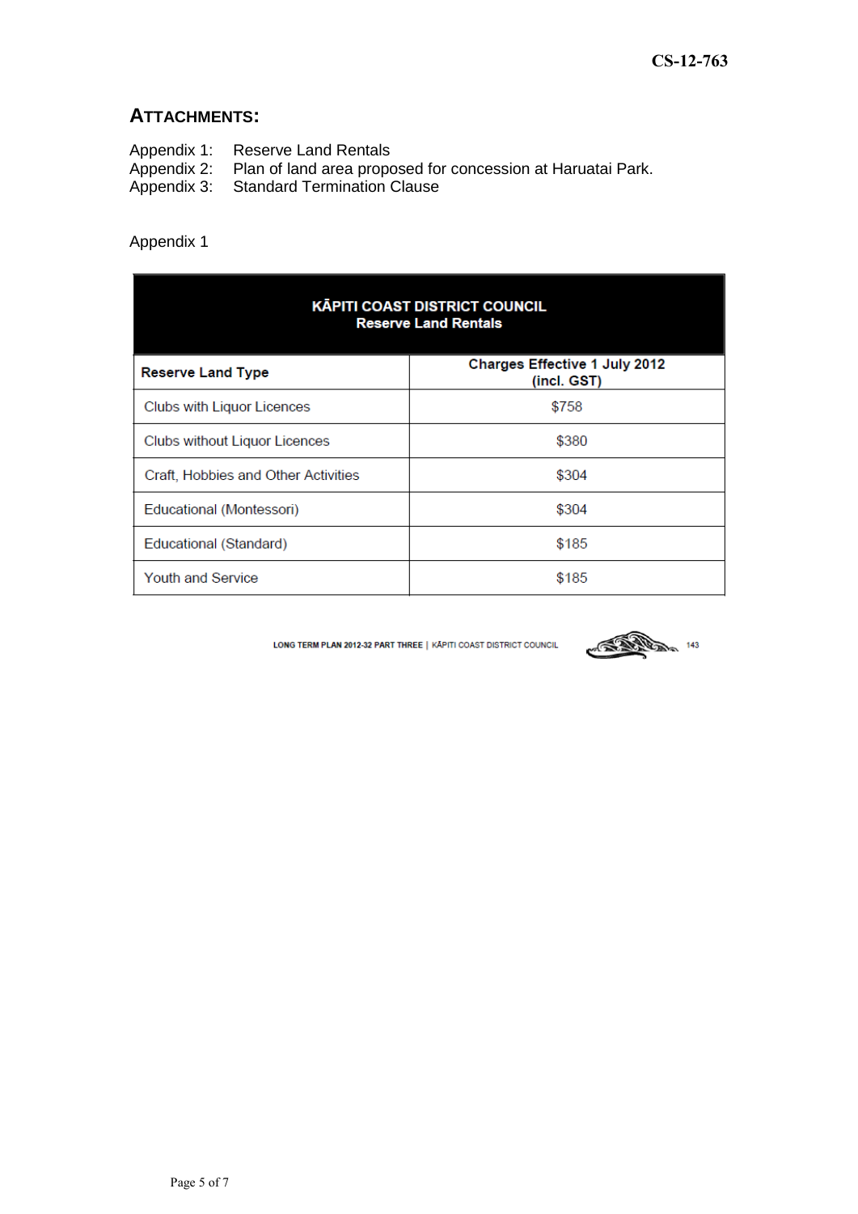## ATTACHMENTS:

Appendix 1: Reserve Land Rentals
Appendix 2: Plan of land area proposed for concession at Haruatai Park.
Appendix 3: Standard Termination Clause

Appendix 1

| KĀPITI COAST DISTRICT COUNCIL Reserve Land Rentals | |
|---|---|
| **Reserve Land Type** | **Charges Effective 1 July 2012 (incl. GST)** |
| Clubs with Liquor Licences | $758 |
| Clubs without Liquor Licences | $380 |
| Craft, Hobbies and Other Activities | $304 |
| Educational (Montessori) | $304 |
| Educational (Standard) | $185 |
| Youth and Service | $185 |

LONG TERM PLAN 2012-32 PART THREE | KĀPITI COAST DISTRICT COUNCIL 143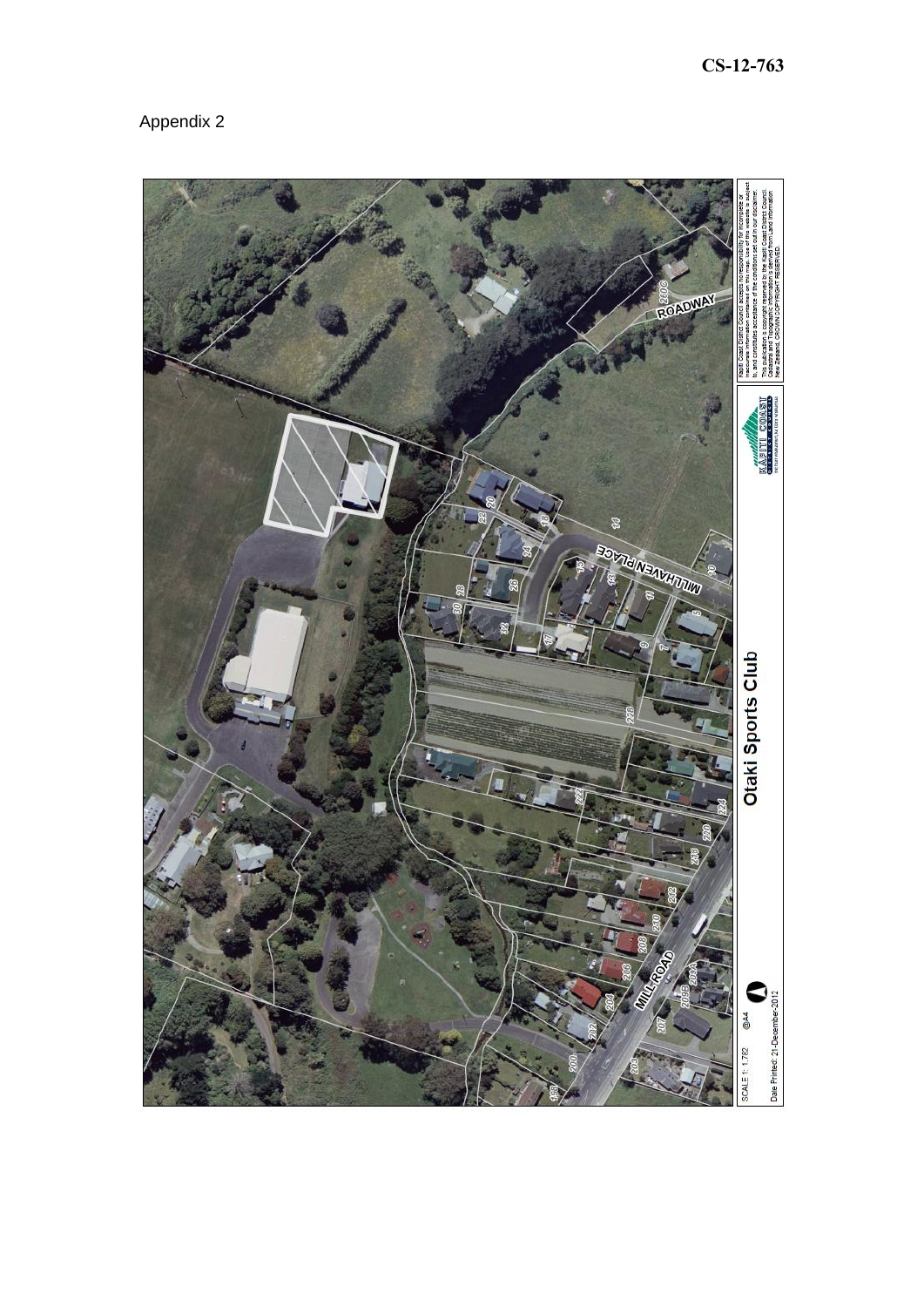CS-12-763

Appendix 2

Otaki Sports Club

SCALE 1: 1,782 @A4

Date Printed: 21-December-2012

Kapiti Coast District Council accepts no responsibility for incomplete or inaccurate information contained on this map. Use of this website is subject to, and constitutes acceptance of the conditions set out in our disclaimer. This publication is copyright reserved by the Kapiti Coast District Council. Cadastre and Topographic information is derived from Land Information New Zealand. CROWN COPYRIGHT RESERVED.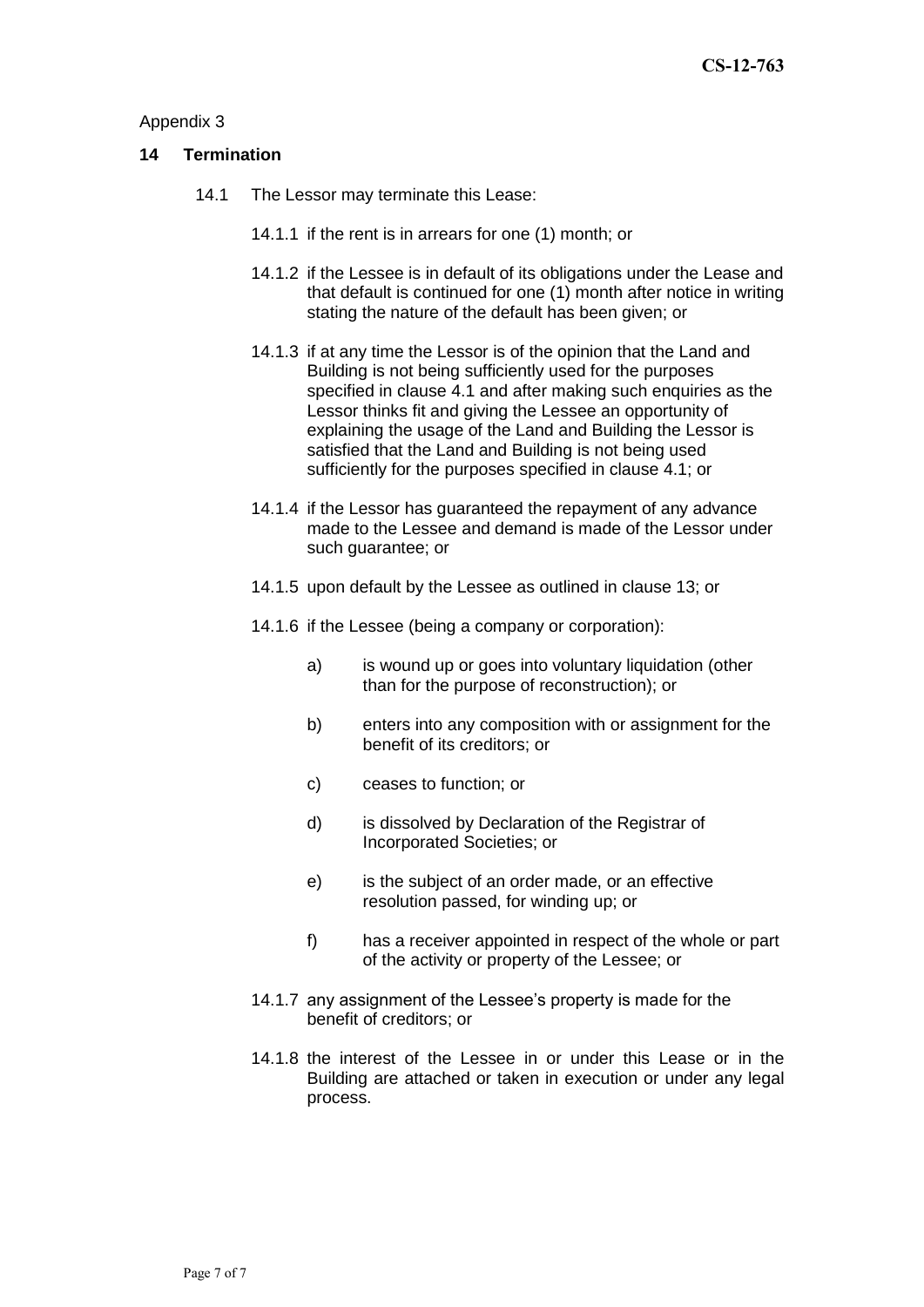Appendix 3

## 14 Termination

14.1 The Lessor may terminate this Lease:

14.1.1 if the rent is in arrears for one (1) month; or

14.1.2 if the Lessee is in default of its obligations under the Lease and that default is continued for one (1) month after notice in writing stating the nature of the default has been given; or

14.1.3 if at any time the Lessor is of the opinion that the Land and Building is not being sufficiently used for the purposes specified in clause 4.1 and after making such enquiries as the Lessor thinks fit and giving the Lessee an opportunity of explaining the usage of the Land and Building the Lessor is satisfied that the Land and Building is not being used sufficiently for the purposes specified in clause 4.1; or

14.1.4 if the Lessor has guaranteed the repayment of any advance made to the Lessee and demand is made of the Lessor under such guarantee; or

14.1.5 upon default by the Lessee as outlined in clause 13; or

14.1.6 if the Lessee (being a company or corporation):

a) is wound up or goes into voluntary liquidation (other than for the purpose of reconstruction); or

b) enters into any composition with or assignment for the benefit of its creditors; or

c) ceases to function; or

d) is dissolved by Declaration of the Registrar of Incorporated Societies; or

e) is the subject of an order made, or an effective resolution passed, for winding up; or

f) has a receiver appointed in respect of the whole or part of the activity or property of the Lessee; or

14.1.7 any assignment of the Lessee's property is made for the benefit of creditors; or

14.1.8 the interest of the Lessee in or under this Lease or in the Building are attached or taken in execution or under any legal process.